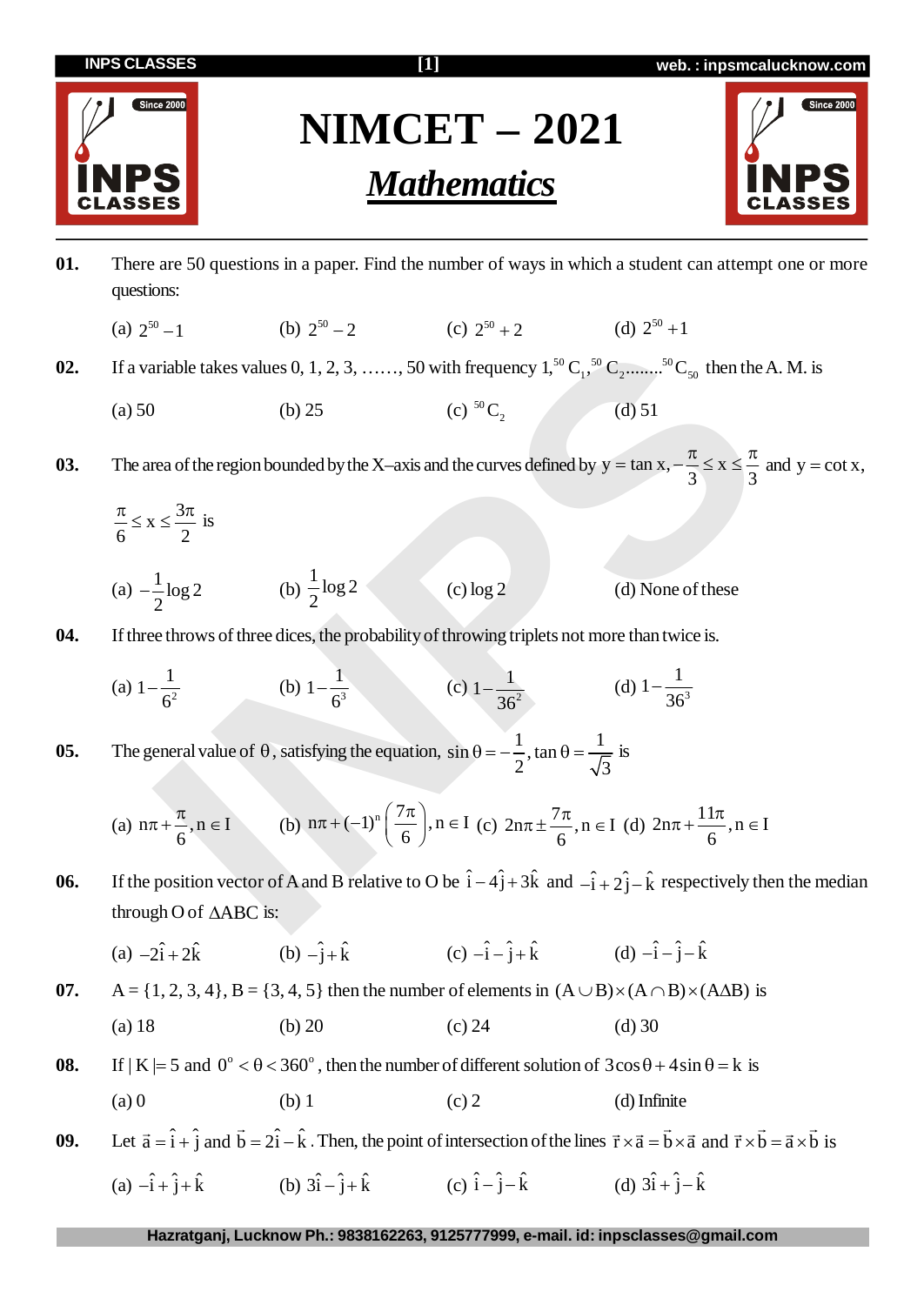# NIMCET – 2021

## *Mathematics*

**01.** There are 50 questions in a paper. Find the number of ways in which a student can attempt one or more questions:

(a) $2^{50}-1$ (b) $2^{50}-2$ (c) $2^{50}+2$ (d) $2^{50}+1$

**02.** If a variable takes values 0, 1, 2, 3, ……, 50 with frequency $1, {}^{50}C_1, {}^{50}C_2 ........ {}^{50}C_{50}$ then the A. M. is

(a) 50 (b) 25 (c) ${}^{50}C_2$ (d) 51

**03.** The area of the region bounded by the X–axis and the curves defined by $y=\tan x, -\frac{\pi}{3}\le x\le\frac{\pi}{3}$ and $y=\cot x$, $\frac{\pi}{6}\le x\le\frac{3\pi}{2}$ is

(a) $-\frac{1}{2}\log 2$ (b) $\frac{1}{2}\log 2$ (c) $\log 2$ (d) None of these

**04.** If three throws of three dices, the probability of throwing triplets not more than twice is.

(a) $1-\frac{1}{6^2}$ (b) $1-\frac{1}{6^3}$ (c) $1-\frac{1}{36^2}$ (d) $1-\frac{1}{36^3}$

**05.** The general value of $\theta$, satisfying the equation, $\sin\theta=-\frac{1}{2}, \tan\theta=\frac{1}{\sqrt{3}}$ is

(a) $n\pi+\frac{\pi}{6}, n\in I$ (b) $n\pi+(-1)^n\left(\frac{7\pi}{6}\right), n\in I$ (c) $2n\pi\pm\frac{7\pi}{6}, n\in I$ (d) $2n\pi+\frac{11\pi}{6}, n\in I$

**06.** If the position vector of A and B relative to O be $\hat{i}-4\hat{j}+3\hat{k}$ and $-\hat{i}+2\hat{j}-\hat{k}$ respectively then the median through O of $\Delta ABC$ is:

(a) $-2\hat{i}+2\hat{k}$ (b) $-\hat{j}+\hat{k}$ (c) $-\hat{i}-\hat{j}+\hat{k}$ (d) $-\hat{i}-\hat{j}-\hat{k}$

**07.** $A=\{1, 2, 3, 4\}, B=\{3, 4, 5\}$ then the number of elements in $(A\cup B)\times(A\cap B)\times(A\Delta B)$ is

(a) 18 (b) 20 (c) 24 (d) 30

**08.** If $|K|=5$ and $0^\circ<\theta<360^\circ$, then the number of different solution of $3\cos\theta+4\sin\theta=k$ is

(a) 0 (b) 1 (c) 2 (d) Infinite

**09.** Let $\vec{a}=\hat{i}+\hat{j}$ and $\vec{b}=2\hat{i}-\hat{k}$. Then, the point of intersection of the lines $\vec{r}\times\vec{a}=\vec{b}\times\vec{a}$ and $\vec{r}\times\vec{b}=\vec{a}\times\vec{b}$ is

(a) $-\hat{i}+\hat{j}+\hat{k}$ (b) $3\hat{i}-\hat{j}+\hat{k}$ (c) $\hat{i}-\hat{j}-\hat{k}$ (d) $3\hat{i}+\hat{j}-\hat{k}$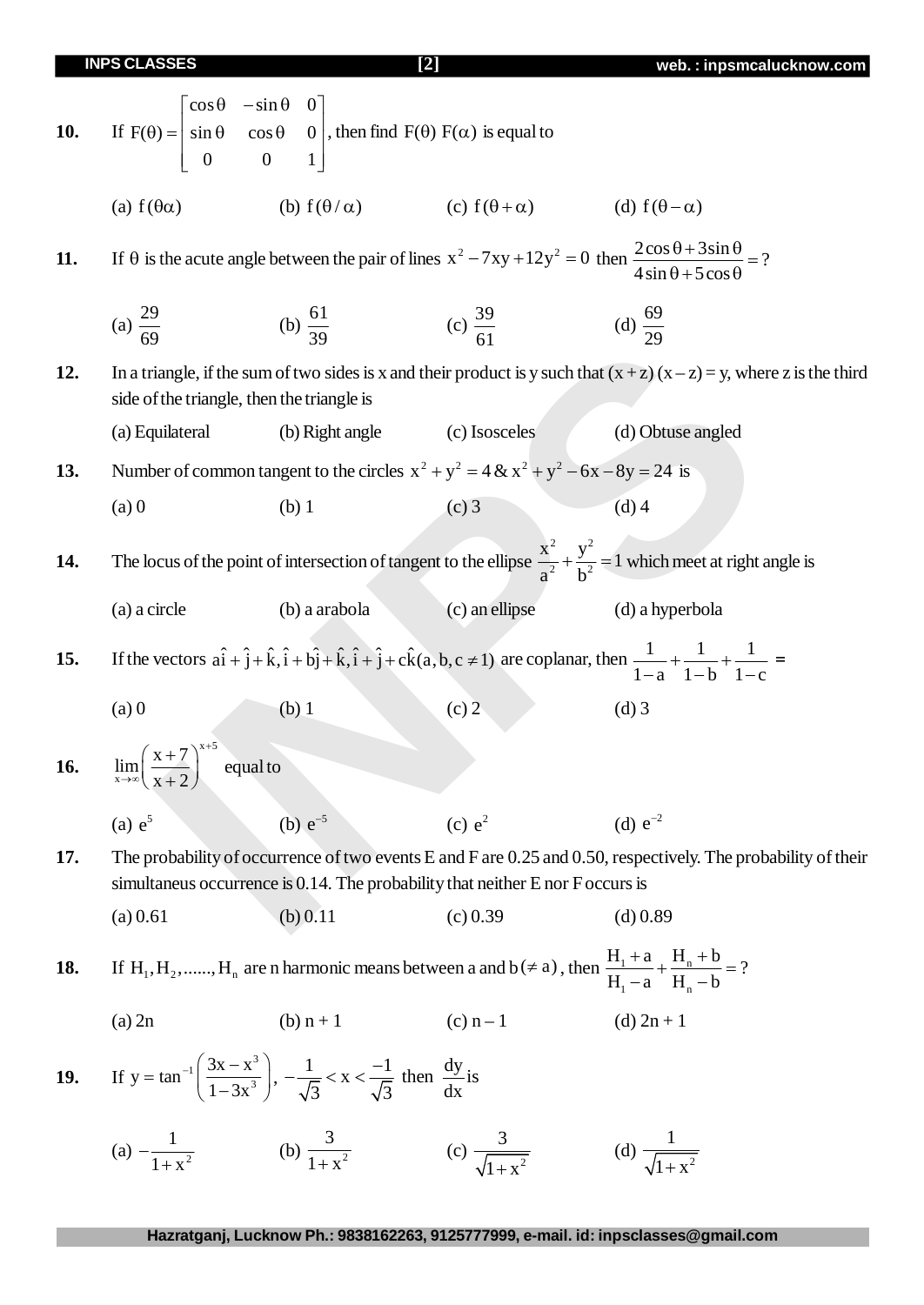**10.** If $F(\theta) = \begin{bmatrix} \cos\theta & -\sin\theta & 0 \\ \sin\theta & \cos\theta & 0 \\ 0 & 0 & 1 \end{bmatrix}$, then find $F(\theta)\ F(\alpha)$ is equal to

(a) $f(\theta\alpha)$ (b) $f(\theta/\alpha)$ (c) $f(\theta+\alpha)$ (d) $f(\theta-\alpha)$

**11.** If $\theta$ is the acute angle between the pair of lines $x^2 - 7xy + 12y^2 = 0$ then $\dfrac{2\cos\theta + 3\sin\theta}{4\sin\theta + 5\cos\theta} = ?$

(a) $\dfrac{29}{69}$ (b) $\dfrac{61}{39}$ (c) $\dfrac{39}{61}$ (d) $\dfrac{69}{29}$

**12.** In a triangle, if the sum of two sides is x and their product is y such that $(x+z)(x-z) = y$, where z is the third side of the triangle, then the triangle is

(a) Equilateral (b) Right angle (c) Isosceles (d) Obtuse angled

**13.** Number of common tangent to the circles $x^2 + y^2 = 4$ & $x^2 + y^2 - 6x - 8y = 24$ is

(a) 0 (b) 1 (c) 3 (d) 4

**14.** The locus of the point of intersection of tangent to the ellipse $\dfrac{x^2}{a^2} + \dfrac{y^2}{b^2} = 1$ which meet at right angle is

(a) a circle (b) a arabola (c) an ellipse (d) a hyperbola

**15.** If the vectors $a\hat{i} + \hat{j} + \hat{k}, \hat{i} + b\hat{j} + \hat{k}, \hat{i} + \hat{j} + c\hat{k} (a, b, c \neq 1)$ are coplanar, then $\dfrac{1}{1-a} + \dfrac{1}{1-b} + \dfrac{1}{1-c} =$

(a) 0 (b) 1 (c) 2 (d) 3

**16.** $\lim\limits_{x \to \infty} \left(\dfrac{x+7}{x+2}\right)^{x+5}$ equal to

(a) $e^5$ (b) $e^{-5}$ (c) $e^2$ (d) $e^{-2}$

**17.** The probability of occurrence of two events E and F are 0.25 and 0.50, respectively. The probability of their simultaneus occurrence is 0.14. The probability that neither E nor F occurs is

(a) 0.61 (b) 0.11 (c) 0.39 (d) 0.89

**18.** If $H_1, H_2, ......, H_n$ are n harmonic means between a and b $(\neq a)$, then $\dfrac{H_1 + a}{H_1 - a} + \dfrac{H_n + b}{H_n - b} = ?$

(a) 2n (b) n + 1 (c) n – 1 (d) 2n + 1

**19.** If $y = \tan^{-1}\left(\dfrac{3x - x^3}{1 - 3x^3}\right), -\dfrac{1}{\sqrt{3}} < x < \dfrac{-1}{\sqrt{3}}$ then $\dfrac{dy}{dx}$ is

(a) $-\dfrac{1}{1+x^2}$ (b) $\dfrac{3}{1+x^2}$ (c) $\dfrac{3}{\sqrt{1+x^2}}$ (d) $\dfrac{1}{\sqrt{1+x^2}}$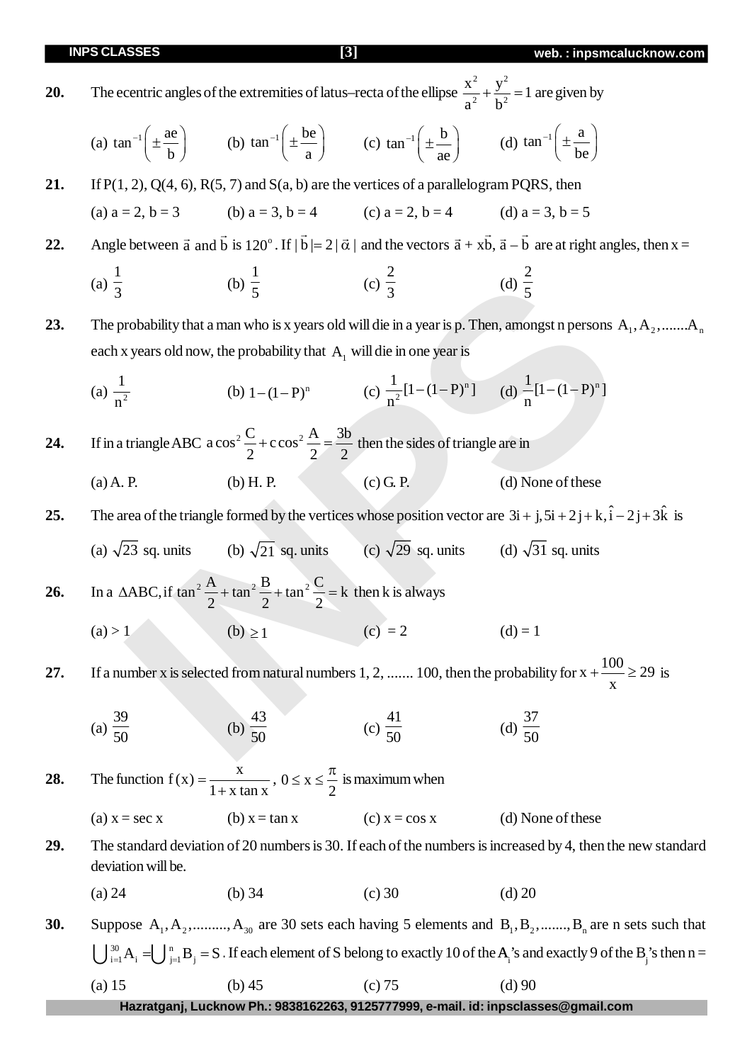**20.** The ecentric angles of the extremities of latus–recta of the ellipse $\frac{x^2}{a^2}+\frac{y^2}{b^2}=1$ are given by

(a) $\tan^{-1}\left(\pm\frac{ae}{b}\right)$ (b) $\tan^{-1}\left(\pm\frac{be}{a}\right)$ (c) $\tan^{-1}\left(\pm\frac{b}{ae}\right)$ (d) $\tan^{-1}\left(\pm\frac{a}{be}\right)$

**21.** If P(1, 2), Q(4, 6), R(5, 7) and S(a, b) are the vertices of a parallelogram PQRS, then

(a) a = 2, b = 3 (b) a = 3, b = 4 (c) a = 2, b = 4 (d) a = 3, b = 5

**22.** Angle between $\vec{a}$ and $\vec{b}$ is $120^o$. If $|\vec{b}|=2|\vec{\alpha}|$ and the vectors $\vec{a}+x\vec{b}$, $\vec{a}-\vec{b}$ are at right angles, then x =

(a) $\frac{1}{3}$ (b) $\frac{1}{5}$ (c) $\frac{2}{3}$ (d) $\frac{2}{5}$

**23.** The probability that a man who is x years old will die in a year is p. Then, amongst n persons $A_1, A_2, .......A_n$ each x years old now, the probability that $A_1$ will die in one year is

(a) $\frac{1}{n^2}$ (b) $1-(1-P)^n$ (c) $\frac{1}{n^2}[1-(1-P)^n]$ (d) $\frac{1}{n}[1-(1-P)^n]$

**24.** If in a triangle ABC $a\cos^2\frac{C}{2}+c\cos^2\frac{A}{2}=\frac{3b}{2}$ then the sides of triangle are in

(a) A. P. (b) H. P. (c) G. P. (d) None of these

**25.** The area of the triangle formed by the vertices whose position vector are $3i+j, 5i+2j+k, \hat{i}-2j+3\hat{k}$ is

(a) $\sqrt{23}$ sq. units (b) $\sqrt{21}$ sq. units (c) $\sqrt{29}$ sq. units (d) $\sqrt{31}$ sq. units

**26.** In a $\Delta ABC$, if $\tan^2\frac{A}{2}+\tan^2\frac{B}{2}+\tan^2\frac{C}{2}=k$ then k is always

(a) > 1 (b) $\geq 1$ (c) = 2 (d) = 1

**27.** If a number x is selected from natural numbers 1, 2, ....... 100, then the probability for $x+\frac{100}{x}\geq 29$ is

(a) $\frac{39}{50}$ (b) $\frac{43}{50}$ (c) $\frac{41}{50}$ (d) $\frac{37}{50}$

**28.** The function $f(x)=\frac{x}{1+x\tan x}$, $0\leq x\leq\frac{\pi}{2}$ is maximum when

(a) x = sec x (b) x = tan x (c) x = cos x (d) None of these

**29.** The standard deviation of 20 numbers is 30. If each of the numbers is increased by 4, then the new standard deviation will be.

(a) 24 (b) 34 (c) 30 (d) 20

**30.** Suppose $A_1, A_2, .........., A_{30}$ are 30 sets each having 5 elements and $B_1, B_2, ......., B_n$ are n sets such that $\bigcup_{i=1}^{30}A_i=\bigcup_{j=1}^{n}B_j=S$. If each element of S belong to exactly 10 of the $A_i$'s and exactly 9 of the $B_j$'s then n =

(a) 15 (b) 45 (c) 75 (d) 90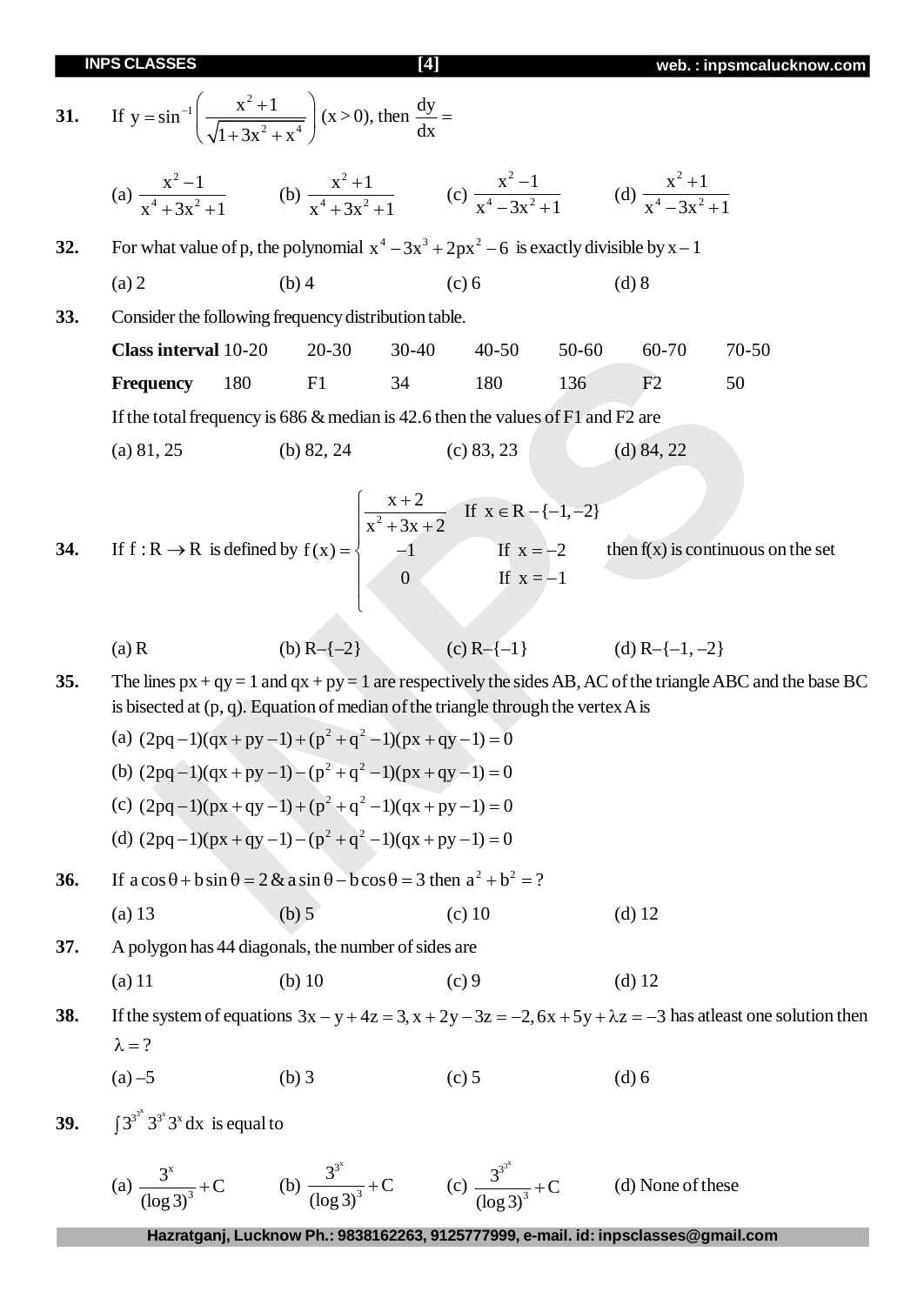**31.** If $y = \sin^{-1}\left(\dfrac{x^2+1}{\sqrt{1+3x^2+x^4}}\right)$ $(x > 0)$, then $\dfrac{dy}{dx} =$

(a) $\dfrac{x^2-1}{x^4+3x^2+1}$ (b) $\dfrac{x^2+1}{x^4+3x^2+1}$ (c) $\dfrac{x^2-1}{x^4-3x^2+1}$ (d) $\dfrac{x^2+1}{x^4-3x^2+1}$

**32.** For what value of p, the polynomial $x^4 - 3x^3 + 2px^2 - 6$ is exactly divisible by $x - 1$

(a) 2 (b) 4 (c) 6 (d) 8

**33.** Consider the following frequency distribution table.

| **Class interval** | 10-20 | 20-30 | 30-40 | 40-50 | 50-60 | 60-70 | 70-50 |
|---|---|---|---|---|---|---|---|
| **Frequency** | 180 | F1 | 34 | 180 | 136 | F2 | 50 |

If the total frequency is 686 & median is 42.6 then the values of F1 and F2 are

(a) 81, 25 (b) 82, 24 (c) 83, 23 (d) 84, 22

**34.** If $f : R \to R$ is defined by $f(x) = \begin{cases} \dfrac{x+2}{x^2+3x+2} & \text{If } x \in R - \{-1, -2\} \\ -1 & \text{If } x = -2 \\ 0 & \text{If } x = -1 \end{cases}$ then f(x) is continuous on the set

(a) R (b) R–{–2} (c) R–{–1} (d) R–{–1, –2}

**35.** The lines px + qy = 1 and qx + py = 1 are respectively the sides AB, AC of the triangle ABC and the base BC is bisected at (p, q). Equation of median of the triangle through the vertex A is

(a) $(2pq-1)(qx+py-1)+(p^2+q^2-1)(px+qy-1)=0$

(b) $(2pq-1)(qx+py-1)-(p^2+q^2-1)(px+qy-1)=0$

(c) $(2pq-1)(px+qy-1)+(p^2+q^2-1)(qx+py-1)=0$

(d) $(2pq-1)(px+qy-1)-(p^2+q^2-1)(qx+py-1)=0$

**36.** If $a\cos\theta + b\sin\theta = 2$ & $a\sin\theta - b\cos\theta = 3$ then $a^2 + b^2 = ?$

(a) 13 (b) 5 (c) 10 (d) 12

**37.** A polygon has 44 diagonals, the number of sides are

(a) 11 (b) 10 (c) 9 (d) 12

**38.** If the system of equations $3x - y + 4z = 3, x + 2y - 3z = -2, 6x + 5y + \lambda z = -3$ has atleast one solution then $\lambda = ?$

(a) –5 (b) 3 (c) 5 (d) 6

**39.** $\int 3^{3^{3^x}} 3^{3^x} 3^x \, dx$ is equal to

(a) $\dfrac{3^x}{(\log 3)^3} + C$ (b) $\dfrac{3^{3^x}}{(\log 3)^3} + C$ (c) $\dfrac{3^{3^{3^x}}}{(\log 3)^3} + C$ (d) None of these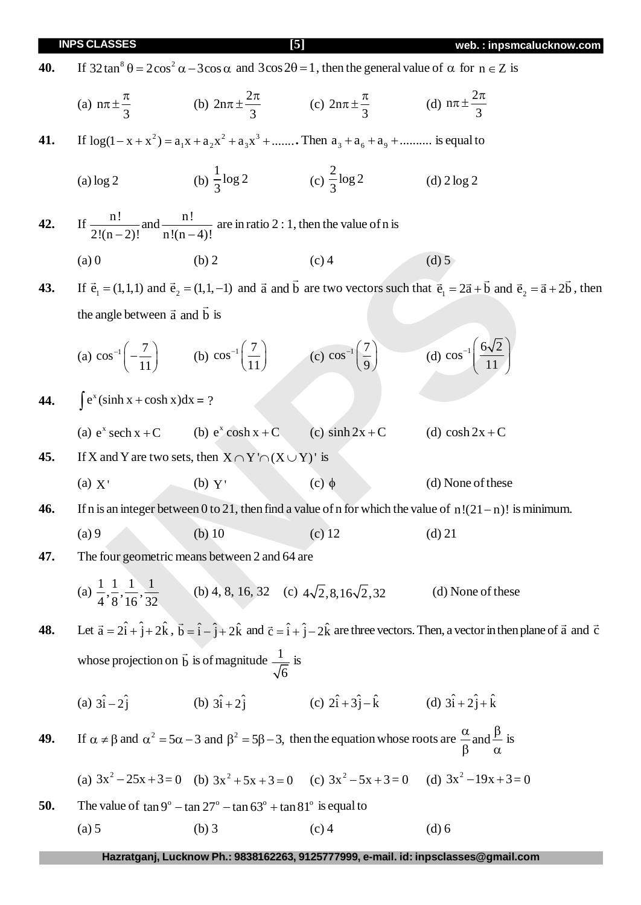**40.** If $32\tan^8\theta = 2\cos^2\alpha - 3\cos\alpha$ and $3\cos 2\theta = 1$, then the general value of $\alpha$ for $n \in Z$ is

(a) $n\pi \pm \frac{\pi}{3}$ (b) $2n\pi \pm \frac{2\pi}{3}$ (c) $2n\pi \pm \frac{\pi}{3}$ (d) $n\pi \pm \frac{2\pi}{3}$

**41.** If $\log(1 - x + x^2) = a_1x + a_2x^2 + a_3x^3 + .......$ Then $a_3 + a_6 + a_9 + ..........$ is equal to

(a) log 2 (b) $\frac{1}{3}\log 2$ (c) $\frac{2}{3}\log 2$ (d) 2 log 2

**42.** If $\frac{n!}{2!(n-2)!}$ and $\frac{n!}{n!(n-4)!}$ are in ratio 2 : 1, then the value of n is

(a) 0 (b) 2 (c) 4 (d) 5

**43.** If $\vec{e}_1 = (1,1,1)$ and $\vec{e}_2 = (1,1,-1)$ and $\vec{a}$ and $\vec{b}$ are two vectors such that $\vec{e}_1 = 2\vec{a} + \vec{b}$ and $\vec{e}_2 = \vec{a} + 2\vec{b}$, then the angle between $\vec{a}$ and $\vec{b}$ is

(a) $\cos^{-1}\left(-\frac{7}{11}\right)$ (b) $\cos^{-1}\left(\frac{7}{11}\right)$ (c) $\cos^{-1}\left(\frac{7}{9}\right)$ (d) $\cos^{-1}\left(\frac{6\sqrt{2}}{11}\right)$

**44.** $\int e^x(\sinh x + \cosh x)dx = ?$

(a) $e^x \operatorname{sech} x + C$ (b) $e^x \cosh x + C$ (c) $\sinh 2x + C$ (d) $\cosh 2x + C$

**45.** If X and Y are two sets, then $X \cap Y' \cap (X \cup Y)'$ is

(a) $X'$ (b) $Y'$ (c) $\phi$ (d) None of these

**46.** If n is an integer between 0 to 21, then find a value of n for which the value of $n!(21-n)!$ is minimum.

(a) 9 (b) 10 (c) 12 (d) 21

**47.** The four geometric means between 2 and 64 are

(a) $\frac{1}{4}, \frac{1}{8}, \frac{1}{16}, \frac{1}{32}$ (b) 4, 8, 16, 32 (c) $4\sqrt{2}, 8, 16\sqrt{2}, 32$ (d) None of these

**48.** Let $\vec{a} = 2\hat{i} + \hat{j} + 2\hat{k}$, $\vec{b} = \hat{i} - \hat{j} + 2\hat{k}$ and $\vec{c} = \hat{i} + \hat{j} - 2\hat{k}$ are three vectors. Then, a vector in then plane of $\vec{a}$ and $\vec{c}$ whose projection on $\vec{b}$ is of magnitude $\frac{1}{\sqrt{6}}$ is

(a) $3\hat{i} - 2\hat{j}$ (b) $3\hat{i} + 2\hat{j}$ (c) $2\hat{i} + 3\hat{j} - \hat{k}$ (d) $3\hat{i} + 2\hat{j} + \hat{k}$

**49.** If $\alpha \neq \beta$ and $\alpha^2 = 5\alpha - 3$ and $\beta^2 = 5\beta - 3$, then the equation whose roots are $\frac{\alpha}{\beta}$ and $\frac{\beta}{\alpha}$ is

(a) $3x^2 - 25x + 3 = 0$ (b) $3x^2 + 5x + 3 = 0$ (c) $3x^2 - 5x + 3 = 0$ (d) $3x^2 - 19x + 3 = 0$

**50.** The value of $\tan 9^\circ - \tan 27^\circ - \tan 63^\circ + \tan 81^\circ$ is equal to

(a) 5 (b) 3 (c) 4 (d) 6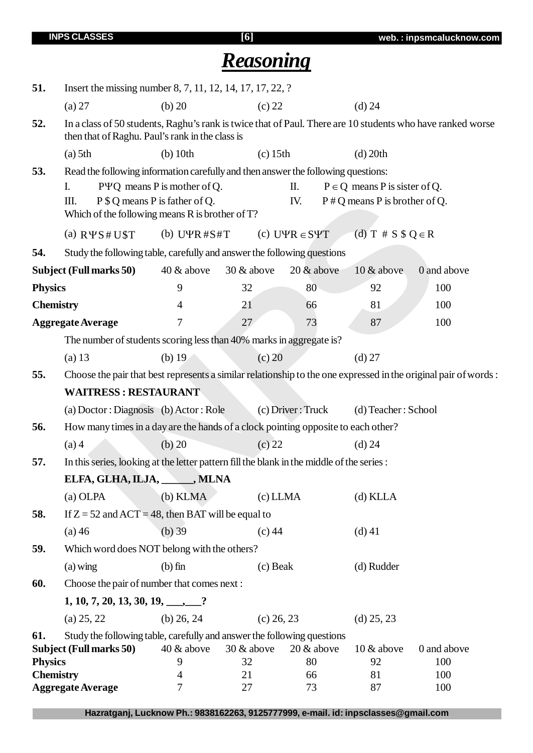# Reasoning

**51.** Insert the missing number 8, 7, 11, 12, 14, 17, 17, 22, ?

(a) 27 (b) 20 (c) 22 (d) 24

**52.** In a class of 50 students, Raghu's rank is twice that of Paul. There are 10 students who have ranked worse then that of Raghu. Paul's rank in the class is

(a) 5th (b) 10th (c) 15th (d) 20th

**53.** Read the following information carefully and then answer the following questions:

I. PΨQ means P is mother of Q.  II. $P \in Q$ means P is sister of Q.

III. P $ Q means P is father of Q.  IV. P # Q means P is brother of Q.

Which of the following means R is brother of T?

(a) RΨS#U$T (b) UΨR#S#T (c) UΨR ∈ SΨT (d) T # S $ Q ∈ R

**54.** Study the following table, carefully and answer the following questions

| Subject (Full marks 50) | 40 & above | 30 & above | 20 & above | 10 & above | 0 and above |
|---|---|---|---|---|---|
| **Physics** | 9 | 32 | 80 | 92 | 100 |
| **Chemistry** | 4 | 21 | 66 | 81 | 100 |
| **Aggregate Average** | 7 | 27 | 73 | 87 | 100 |

The number of students scoring less than 40% marks in aggregate is?

(a) 13 (b) 19 (c) 20 (d) 27

**55.** Choose the pair that best represents a similar relationship to the one expressed in the original pair of words :

**WAITRESS : RESTAURANT**

(a) Doctor : Diagnosis (b) Actor : Role (c) Driver : Truck (d) Teacher : School

**56.** How many times in a day are the hands of a clock pointing opposite to each other?

(a) 4 (b) 20 (c) 22 (d) 24

**57.** In this series, looking at the letter pattern fill the blank in the middle of the series :

**ELFA, GLHA, ILJA, ______, MLNA**

(a) OLPA (b) KLMA (c) LLMA (d) KLLA

**58.** If Z = 52 and ACT = 48, then BAT will be equal to

(a) 46 (b) 39 (c) 44 (d) 41

**59.** Which word does NOT belong with the others?

(a) wing (b) fin (c) Beak (d) Rudder

**60.** Choose the pair of number that comes next :

**1, 10, 7, 20, 13, 30, 19, ___,___?**

(a) 25, 22 (b) 26, 24 (c) 26, 23 (d) 25, 23

**61.** Study the following table, carefully and answer the following questions

| Subject (Full marks 50) | 40 & above | 30 & above | 20 & above | 10 & above | 0 and above |
|---|---|---|---|---|---|
| **Physics** | 9 | 32 | 80 | 92 | 100 |
| **Chemistry** | 4 | 21 | 66 | 81 | 100 |
| **Aggregate Average** | 7 | 27 | 73 | 87 | 100 |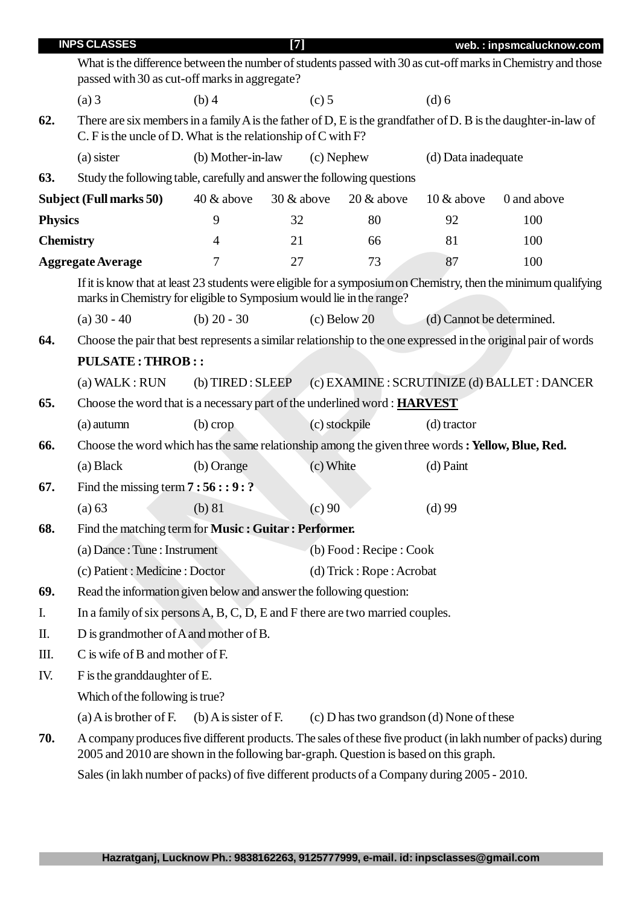What is the difference between the number of students passed with 30 as cut-off marks in Chemistry and those passed with 30 as cut-off marks in aggregate?

(a) 3 (b) 4 (c) 5 (d) 6

**62.** There are six members in a family A is the father of D, E is the grandfather of D. B is the daughter-in-law of C. F is the uncle of D. What is the relationship of C with F?

(a) sister (b) Mother-in-law (c) Nephew (d) Data inadequate

**63.** Study the following table, carefully and answer the following questions

| Subject (Full marks 50) | 40 & above | 30 & above | 20 & above | 10 & above | 0 and above |
|---|---|---|---|---|---|
| **Physics** | 9 | 32 | 80 | 92 | 100 |
| **Chemistry** | 4 | 21 | 66 | 81 | 100 |
| **Aggregate Average** | 7 | 27 | 73 | 87 | 100 |

If it is know that at least 23 students were eligible for a symposium on Chemistry, then the minimum qualifying marks in Chemistry for eligible to Symposium would lie in the range?

(a) 30 - 40 (b) 20 - 30 (c) Below 20 (d) Cannot be determined.

**64.** Choose the pair that best represents a similar relationship to the one expressed in the original pair of words

**PULSATE : THROB : :**

(a) WALK : RUN (b) TIRED : SLEEP (c) EXAMINE : SCRUTINIZE (d) BALLET : DANCER

**65.** Choose the word that is a necessary part of the underlined word : **<u>HARVEST</u>**

(a) autumn (b) crop (c) stockpile (d) tractor

**66.** Choose the word which has the same relationship among the given three words **: Yellow, Blue, Red.**

(a) Black (b) Orange (c) White (d) Paint

**67.** Find the missing term **7 : 56 : : 9 : ?**

(a) 63 (b) 81 (c) 90 (d) 99

**68.** Find the matching term for **Music : Guitar : Performer.**

(a) Dance : Tune : Instrument (b) Food : Recipe : Cook

(c) Patient : Medicine : Doctor (d) Trick : Rope : Acrobat

**69.** Read the information given below and answer the following question:

I. In a family of six persons A, B, C, D, E and F there are two married couples.

II. D is grandmother of A and mother of B.

III. C is wife of B and mother of F.

IV. F is the granddaughter of E.

Which of the following is true?

(a) A is brother of F. (b) A is sister of F. (c) D has two grandson (d) None of these

**70.** A company produces five different products. The sales of these five product (in lakh number of packs) during 2005 and 2010 are shown in the following bar-graph. Question is based on this graph.

Sales (in lakh number of packs) of five different products of a Company during 2005 - 2010.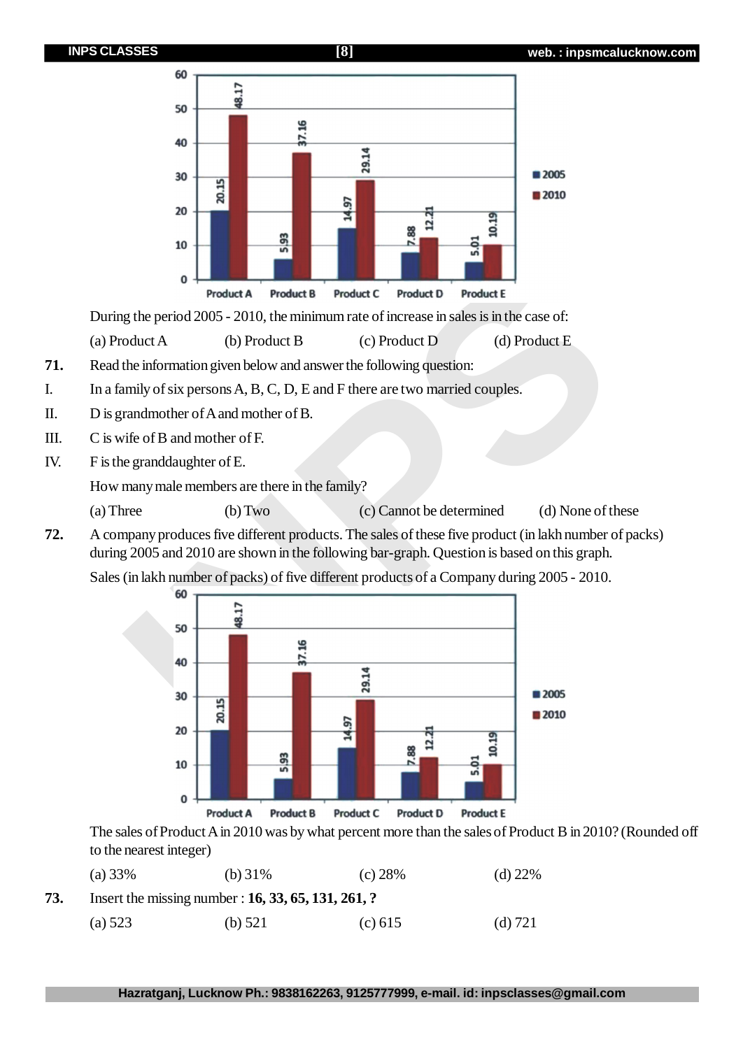| | 2005 | 2010 |
|---|---|---|
| Product A | 20.15 | 48.17 |
| Product B | 5.93 | 37.16 |
| Product C | 14.97 | 29.14 |
| Product D | 7.88 | 12.21 |
| Product E | 5.01 | 10.19 |

During the period 2005 - 2010, the minimum rate of increase in sales is in the case of:

(a) Product A (b) Product B (c) Product D (d) Product E

**71.** Read the information given below and answer the following question:

I. In a family of six persons A, B, C, D, E and F there are two married couples.

II. D is grandmother of A and mother of B.

III. C is wife of B and mother of F.

IV. F is the granddaughter of E.

How many male members are there in the family?

(a) Three (b) Two (c) Cannot be determined (d) None of these

**72.** A company produces five different products. The sales of these five product (in lakh number of packs) during 2005 and 2010 are shown in the following bar-graph. Question is based on this graph.

Sales (in lakh number of packs) of five different products of a Company during 2005 - 2010.

| | 2005 | 2010 |
|---|---|---|
| Product A | 20.15 | 48.17 |
| Product B | 5.93 | 37.16 |
| Product C | 14.97 | 29.14 |
| Product D | 7.88 | 12.21 |
| Product E | 5.01 | 10.19 |

The sales of Product A in 2010 was by what percent more than the sales of Product B in 2010? (Rounded off to the nearest integer)

(a) 33% (b) 31% (c) 28% (d) 22%

**73.** Insert the missing number : **16, 33, 65, 131, 261, ?**

(a) 523 (b) 521 (c) 615 (d) 721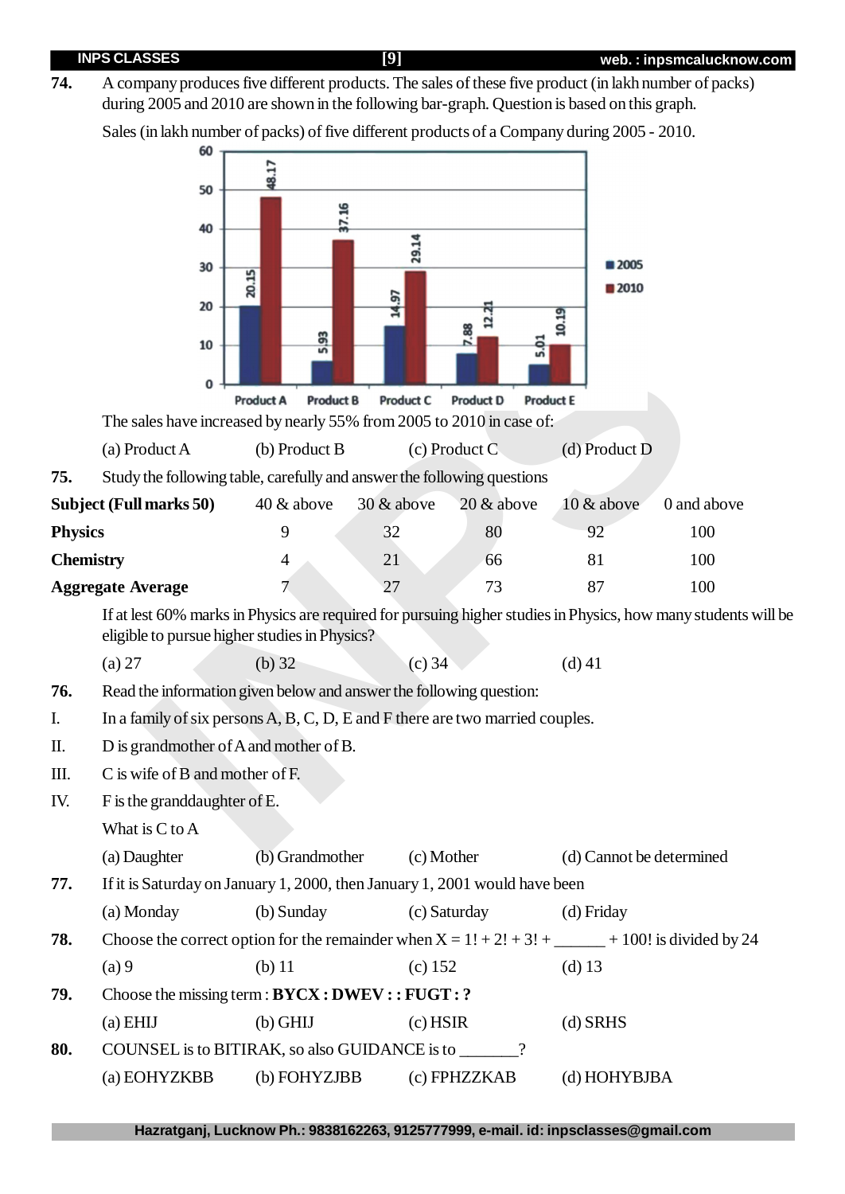**74.** A company produces five different products. The sales of these five product (in lakh number of packs) during 2005 and 2010 are shown in the following bar-graph. Question is based on this graph.

Sales (in lakh number of packs) of five different products of a Company during 2005 - 2010.

| Product | 2005 | 2010 |
|---|---|---|
| Product A | 20.15 | 48.17 |
| Product B | 5.93 | 37.16 |
| Product C | 14.97 | 29.14 |
| Product D | 7.88 | 12.21 |
| Product E | 5.01 | 10.19 |

The sales have increased by nearly 55% from 2005 to 2010 in case of:

(a) Product A (b) Product B (c) Product C (d) Product D

**75.** Study the following table, carefully and answer the following questions

| Subject (Full marks 50) | 40 & above | 30 & above | 20 & above | 10 & above | 0 and above |
|---|---|---|---|---|---|
| **Physics** | 9 | 32 | 80 | 92 | 100 |
| **Chemistry** | 4 | 21 | 66 | 81 | 100 |
| **Aggregate Average** | 7 | 27 | 73 | 87 | 100 |

If at lest 60% marks in Physics are required for pursuing higher studies in Physics, how many students will be eligible to pursue higher studies in Physics?

(a) 27 (b) 32 (c) 34 (d) 41

**76.** Read the information given below and answer the following question:

I. In a family of six persons A, B, C, D, E and F there are two married couples.

II. D is grandmother of A and mother of B.

III. C is wife of B and mother of F.

IV. F is the granddaughter of E.

What is C to A

(a) Daughter (b) Grandmother (c) Mother (d) Cannot be determined

**77.** If it is Saturday on January 1, 2000, then January 1, 2001 would have been

(a) Monday (b) Sunday (c) Saturday (d) Friday

**78.** Choose the correct option for the remainder when X = 1! + 2! + 3! + ______ + 100! is divided by 24

(a) 9 (b) 11 (c) 152 (d) 13

**79.** Choose the missing term : **BYCX : DWEV : : FUGT : ?**

(a) EHIJ (b) GHIJ (c) HSIR (d) SRHS

**80.** COUNSEL is to BITIRAK, so also GUIDANCE is to _______?

(a) EOHYZKBB (b) FOHYZJBB (c) FPHZZKAB (d) HOHYBJBA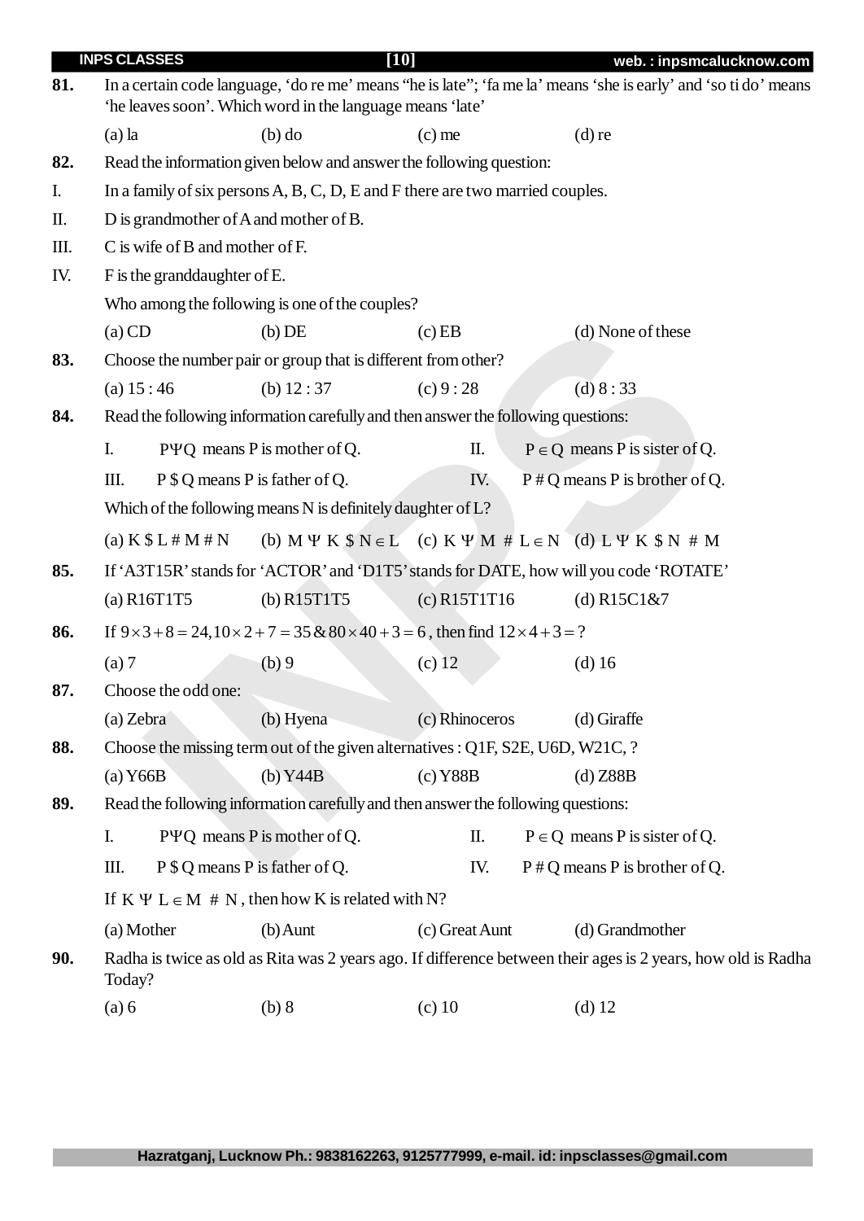**81.** In a certain code language, 'do re me' means "he is late"; 'fa me la' means 'she is early' and 'so ti do' means 'he leaves soon'. Which word in the language means 'late'

(a) la (b) do (c) me (d) re

**82.** Read the information given below and answer the following question:

I. In a family of six persons A, B, C, D, E and F there are two married couples.

II. D is grandmother of A and mother of B.

III. C is wife of B and mother of F.

IV. F is the granddaughter of E.

Who among the following is one of the couples?

(a) CD (b) DE (c) EB (d) None of these

**83.** Choose the number pair or group that is different from other?

(a) 15 : 46 (b) 12 : 37 (c) 9 : 28 (d) 8 : 33

**84.** Read the following information carefully and then answer the following questions:

I. $P \Psi Q$ means P is mother of Q.   II. $P \in Q$ means P is sister of Q.

III. P $ Q means P is father of Q.   IV. P # Q means P is brother of Q.

Which of the following means N is definitely daughter of L?

(a) K $ L # M # N (b) $M \Psi K \$ N \in L$ (c) $K \Psi M \# L \in N$ (d) $L \Psi K \$ N \# M$

**85.** If 'A3T15R' stands for 'ACTOR' and 'D1T5' stands for DATE, how will you code 'ROTATE'

(a) R16T1T5 (b) R15T1T5 (c) R15T1T16 (d) R15C1&7

**86.** If $9 \times 3 + 8 = 24, 10 \times 2 + 7 = 35 \& 80 \times 40 + 3 = 6$, then find $12 \times 4 + 3 = ?$

(a) 7 (b) 9 (c) 12 (d) 16

**87.** Choose the odd one:

(a) Zebra (b) Hyena (c) Rhinoceros (d) Giraffe

**88.** Choose the missing term out of the given alternatives : Q1F, S2E, U6D, W21C, ?

(a) Y66B (b) Y44B (c) Y88B (d) Z88B

**89.** Read the following information carefully and then answer the following questions:

I. $P \Psi Q$ means P is mother of Q.   II. $P \in Q$ means P is sister of Q.

III. P $ Q means P is father of Q.   IV. P # Q means P is brother of Q.

If $K \Psi L \in M \# N$, then how K is related with N?

(a) Mother (b) Aunt (c) Great Aunt (d) Grandmother

**90.** Radha is twice as old as Rita was 2 years ago. If difference between their ages is 2 years, how old is Radha Today?

(a) 6 (b) 8 (c) 10 (d) 12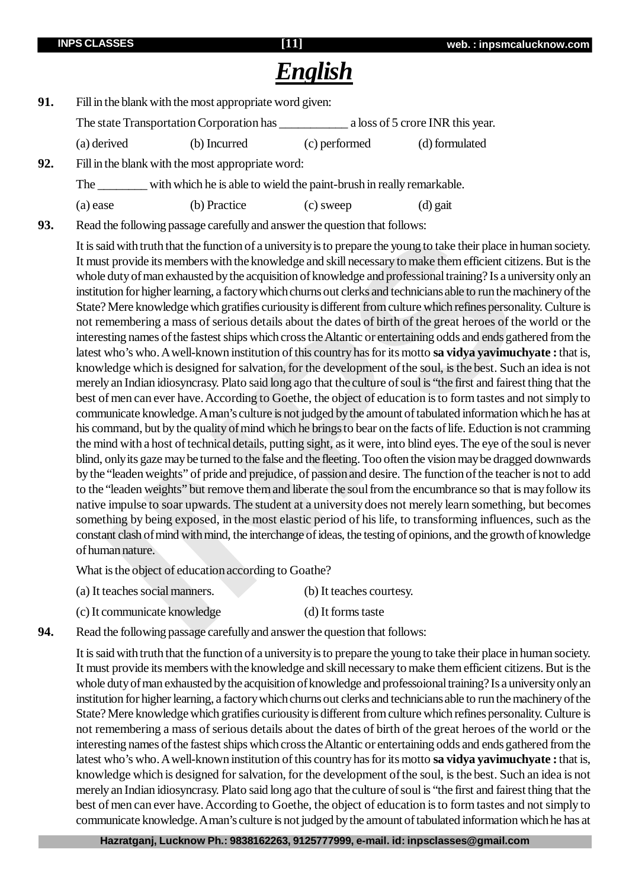# *English*

**91.** Fill in the blank with the most appropriate word given:

The state Transportation Corporation has ___________ a loss of 5 crore INR this year.

(a) derived (b) Incurred (c) performed (d) formulated

**92.** Fill in the blank with the most appropriate word:

The ________ with which he is able to wield the paint-brush in really remarkable.

(a) ease (b) Practice (c) sweep (d) gait

**93.** Read the following passage carefully and answer the question that follows:

It is said with truth that the function of a university is to prepare the young to take their place in human society. It must provide its members with the knowledge and skill necessary to make them efficient citizens. But is the whole duty of man exhausted by the acquisition of knowledge and professional training? Is a university only an institution for higher learning, a factory which churns out clerks and technicians able to run the machinery of the State? Mere knowledge which gratifies curiousity is different from culture which refines personality. Culture is not remembering a mass of serious details about the dates of birth of the great heroes of the world or the interesting names of the fastest ships which cross the Altantic or entertaining odds and ends gathered from the latest who's who. A well-known institution of this country has for its motto **sa vidya yavimuchyate :** that is, knowledge which is designed for salvation, for the development of the soul, is the best. Such an idea is not merely an Indian idiosyncrasy. Plato said long ago that the culture of soul is "the first and fairest thing that the best of men can ever have. According to Goethe, the object of education is to form tastes and not simply to communicate knowledge. A man's culture is not judged by the amount of tabulated information which he has at his command, but by the quality of mind which he brings to bear on the facts of life. Eduction is not cramming the mind with a host of technical details, putting sight, as it were, into blind eyes. The eye of the soul is never blind, only its gaze may be turned to the false and the fleeting. Too often the vision may be dragged downwards by the "leaden weights" of pride and prejudice, of passion and desire. The function of the teacher is not to add to the "leaden weights" but remove them and liberate the soul from the encumbrance so that is may follow its native impulse to soar upwards. The student at a university does not merely learn something, but becomes something by being exposed, in the most elastic period of his life, to transforming influences, such as the constant clash of mind with mind, the interchange of ideas, the testing of opinions, and the growth of knowledge of human nature.

What is the object of education according to Goathe?

(a) It teaches social manners. (b) It teaches courtesy.

(c) It communicate knowledge (d) It forms taste

**94.** Read the following passage carefully and answer the question that follows:

It is said with truth that the function of a university is to prepare the young to take their place in human society. It must provide its members with the knowledge and skill necessary to make them efficient citizens. But is the whole duty of man exhausted by the acquisition of knowledge and professoional training? Is a university only an institution for higher learning, a factory which churns out clerks and technicians able to run the machinery of the State? Mere knowledge which gratifies curiousity is different from culture which refines personality. Culture is not remembering a mass of serious details about the dates of birth of the great heroes of the world or the interesting names of the fastest ships which cross the Altantic or entertaining odds and ends gathered from the latest who's who. A well-known institution of this country has for its motto **sa vidya yavimuchyate :** that is, knowledge which is designed for salvation, for the development of the soul, is the best. Such an idea is not merely an Indian idiosyncrasy. Plato said long ago that the culture of soul is "the first and fairest thing that the best of men can ever have. According to Goethe, the object of education is to form tastes and not simply to communicate knowledge. A man's culture is not judged by the amount of tabulated information which he has at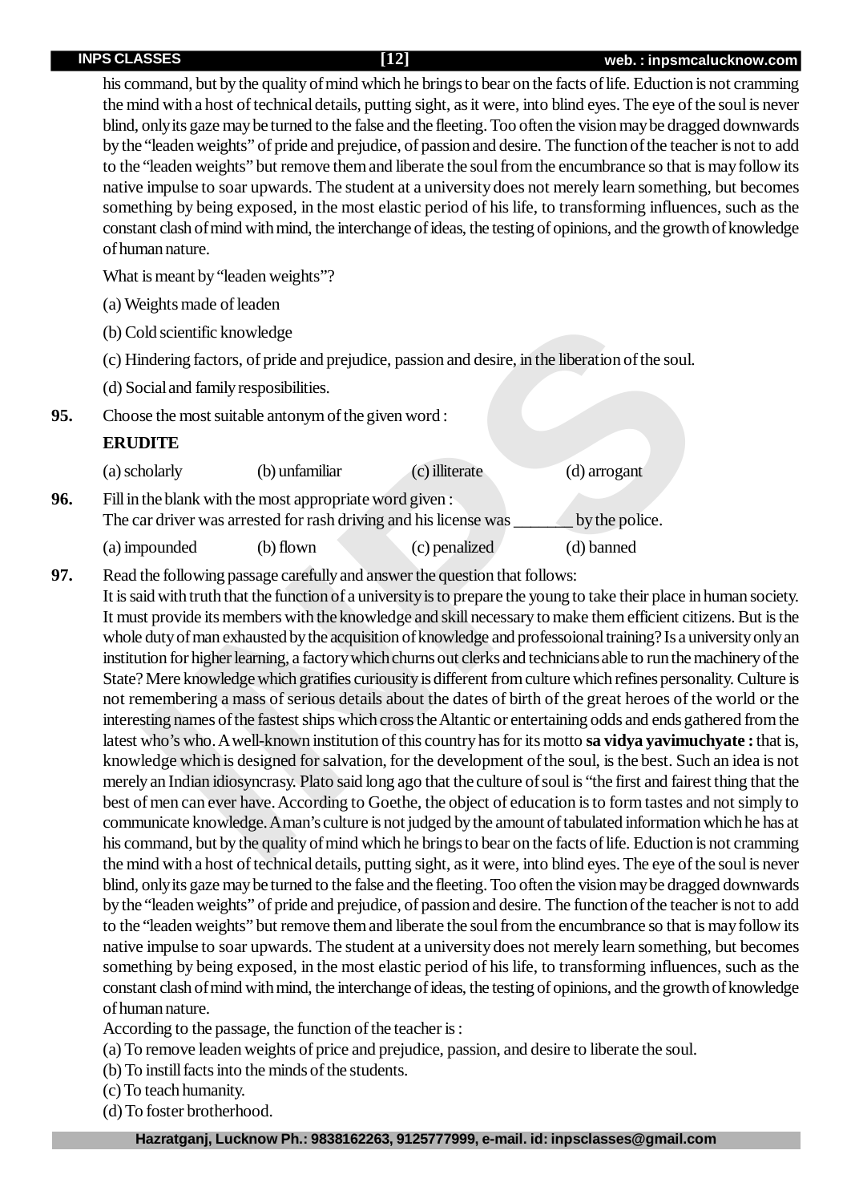his command, but by the quality of mind which he brings to bear on the facts of life. Eduction is not cramming the mind with a host of technical details, putting sight, as it were, into blind eyes. The eye of the soul is never blind, only its gaze may be turned to the false and the fleeting. Too often the vision may be dragged downwards by the "leaden weights" of pride and prejudice, of passion and desire. The function of the teacher is not to add to the "leaden weights" but remove them and liberate the soul from the encumbrance so that is may follow its native impulse to soar upwards. The student at a university does not merely learn something, but becomes something by being exposed, in the most elastic period of his life, to transforming influences, such as the constant clash of mind with mind, the interchange of ideas, the testing of opinions, and the growth of knowledge of human nature.

What is meant by "leaden weights"?

(a) Weights made of leaden

(b) Cold scientific knowledge

(c) Hindering factors, of pride and prejudice, passion and desire, in the liberation of the soul.

(d) Social and family resposibilities.

**95.** Choose the most suitable antonym of the given word :

**ERUDITE**

(a) scholarly (b) unfamiliar (c) illiterate (d) arrogant

**96.** Fill in the blank with the most appropriate word given :
The car driver was arrested for rash driving and his license was _______ by the police.

(a) impounded (b) flown (c) penalized (d) banned

**97.** Read the following passage carefully and answer the question that follows:

It is said with truth that the function of a university is to prepare the young to take their place in human society. It must provide its members with the knowledge and skill necessary to make them efficient citizens. But is the whole duty of man exhausted by the acquisition of knowledge and professoional training? Is a university only an institution for higher learning, a factory which churns out clerks and technicians able to run the machinery of the State? Mere knowledge which gratifies curiousity is different from culture which refines personality. Culture is not remembering a mass of serious details about the dates of birth of the great heroes of the world or the interesting names of the fastest ships which cross the Altantic or entertaining odds and ends gathered from the latest who's who. A well-known institution of this country has for its motto **sa vidya yavimuchyate :** that is, knowledge which is designed for salvation, for the development of the soul, is the best. Such an idea is not merely an Indian idiosyncrasy. Plato said long ago that the culture of soul is "the first and fairest thing that the best of men can ever have. According to Goethe, the object of education is to form tastes and not simply to communicate knowledge. A man's culture is not judged by the amount of tabulated information which he has at his command, but by the quality of mind which he brings to bear on the facts of life. Eduction is not cramming the mind with a host of technical details, putting sight, as it were, into blind eyes. The eye of the soul is never blind, only its gaze may be turned to the false and the fleeting. Too often the vision may be dragged downwards by the "leaden weights" of pride and prejudice, of passion and desire. The function of the teacher is not to add to the "leaden weights" but remove them and liberate the soul from the encumbrance so that is may follow its native impulse to soar upwards. The student at a university does not merely learn something, but becomes something by being exposed, in the most elastic period of his life, to transforming influences, such as the constant clash of mind with mind, the interchange of ideas, the testing of opinions, and the growth of knowledge of human nature.

According to the passage, the function of the teacher is :

(a) To remove leaden weights of price and prejudice, passion, and desire to liberate the soul.

(b) To instill facts into the minds of the students.

(c) To teach humanity.

(d) To foster brotherhood.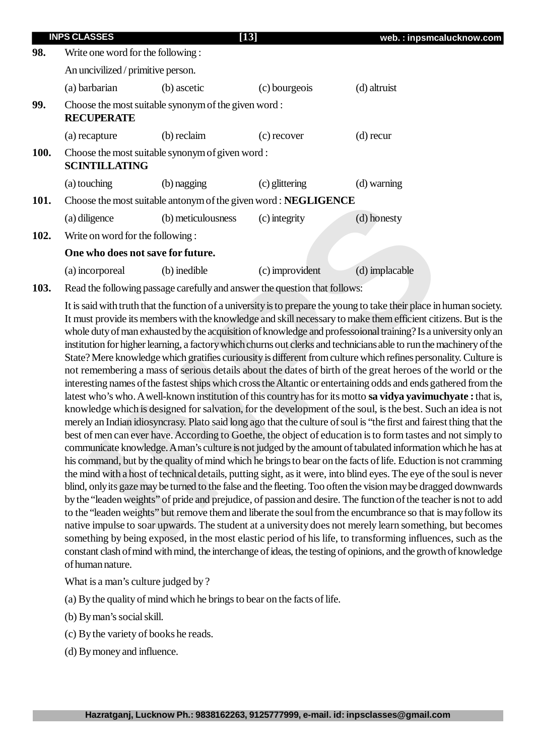**98.** Write one word for the following :

An uncivilized / primitive person.

(a) barbarian (b) ascetic (c) bourgeois (d) altruist

**99.** Choose the most suitable synonym of the given word :
**RECUPERATE**

(a) recapture (b) reclaim (c) recover (d) recur

**100.** Choose the most suitable synonym of given word :
**SCINTILLATING**

(a) touching (b) nagging (c) glittering (d) warning

**101.** Choose the most suitable antonym of the given word : **NEGLIGENCE**

(a) diligence (b) meticulousness (c) integrity (d) honesty

**102.** Write on word for the following :

**One who does not save for future.**

(a) incorporeal (b) inedible (c) improvident (d) implacable

**103.** Read the following passage carefully and answer the question that follows:

It is said with truth that the function of a university is to prepare the young to take their place in human society. It must provide its members with the knowledge and skill necessary to make them efficient citizens. But is the whole duty of man exhausted by the acquisition of knowledge and professoional training? Is a university only an institution for higher learning, a factory which churns out clerks and technicians able to run the machinery of the State? Mere knowledge which gratifies curiousity is different from culture which refines personality. Culture is not remembering a mass of serious details about the dates of birth of the great heroes of the world or the interesting names of the fastest ships which cross the Altantic or entertaining odds and ends gathered from the latest who's who. A well-known institution of this country has for its motto **sa vidya yavimuchyate :** that is, knowledge which is designed for salvation, for the development of the soul, is the best. Such an idea is not merely an Indian idiosyncrasy. Plato said long ago that the culture of soul is "the first and fairest thing that the best of men can ever have. According to Goethe, the object of education is to form tastes and not simply to communicate knowledge. A man's culture is not judged by the amount of tabulated information which he has at his command, but by the quality of mind which he brings to bear on the facts of life. Eduction is not cramming the mind with a host of technical details, putting sight, as it were, into blind eyes. The eye of the soul is never blind, only its gaze may be turned to the false and the fleeting. Too often the vision may be dragged downwards by the "leaden weights" of pride and prejudice, of passion and desire. The function of the teacher is not to add to the "leaden weights" but remove them and liberate the soul from the encumbrance so that is may follow its native impulse to soar upwards. The student at a university does not merely learn something, but becomes something by being exposed, in the most elastic period of his life, to transforming influences, such as the constant clash of mind with mind, the interchange of ideas, the testing of opinions, and the growth of knowledge of human nature.

What is a man's culture judged by ?

(a) By the quality of mind which he brings to bear on the facts of life.

(b) By man's social skill.

(c) By the variety of books he reads.

(d) By money and influence.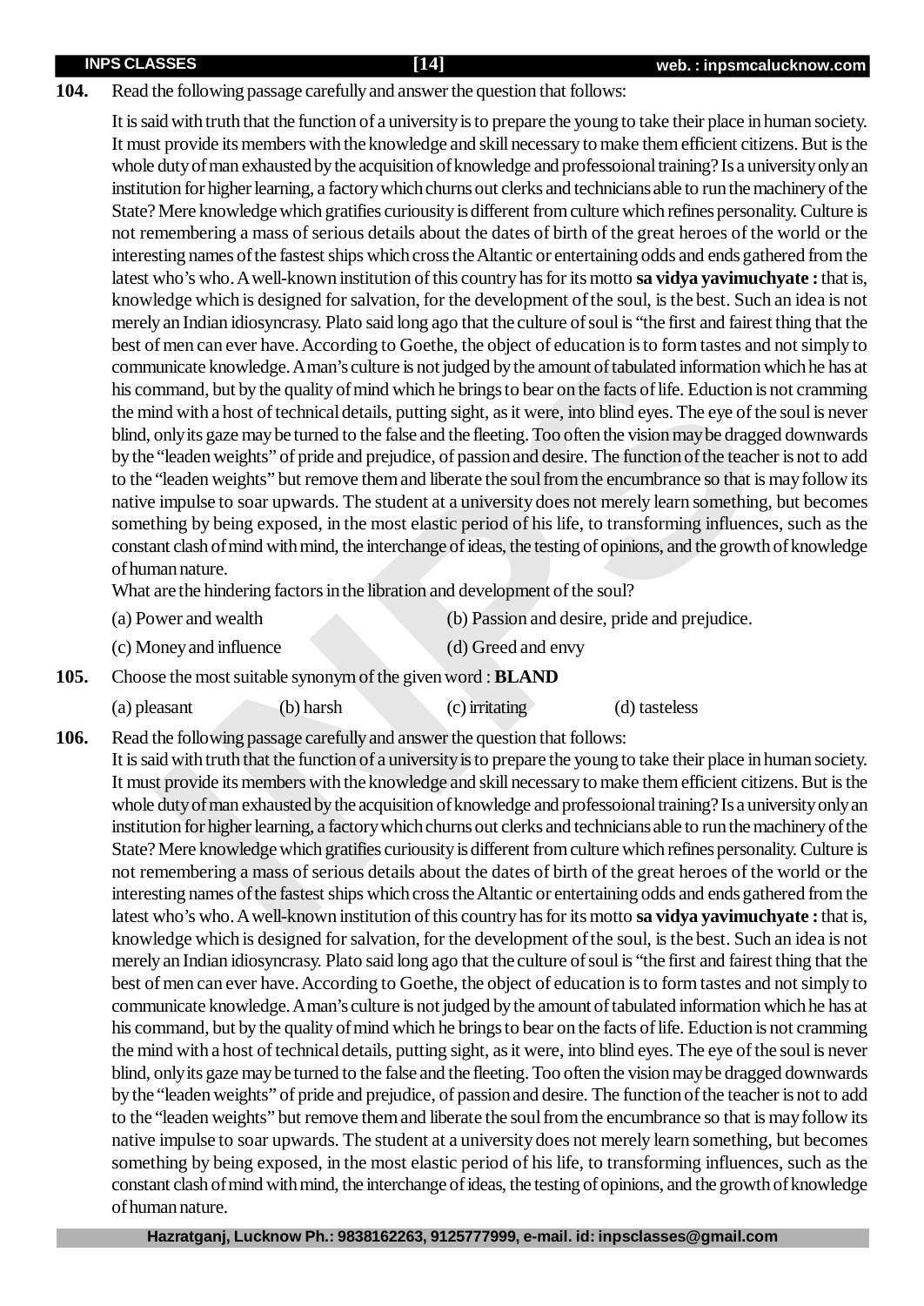**104.** Read the following passage carefully and answer the question that follows:

It is said with truth that the function of a university is to prepare the young to take their place in human society. It must provide its members with the knowledge and skill necessary to make them efficient citizens. But is the whole duty of man exhausted by the acquisition of knowledge and professoional training? Is a university only an institution for higher learning, a factory which churns out clerks and technicians able to run the machinery of the State? Mere knowledge which gratifies curiousity is different from culture which refines personality. Culture is not remembering a mass of serious details about the dates of birth of the great heroes of the world or the interesting names of the fastest ships which cross the Altantic or entertaining odds and ends gathered from the latest who's who. A well-known institution of this country has for its motto **sa vidya yavimuchyate :** that is, knowledge which is designed for salvation, for the development of the soul, is the best. Such an idea is not merely an Indian idiosyncrasy. Plato said long ago that the culture of soul is "the first and fairest thing that the best of men can ever have. According to Goethe, the object of education is to form tastes and not simply to communicate knowledge. A man's culture is not judged by the amount of tabulated information which he has at his command, but by the quality of mind which he brings to bear on the facts of life. Eduction is not cramming the mind with a host of technical details, putting sight, as it were, into blind eyes. The eye of the soul is never blind, only its gaze may be turned to the false and the fleeting. Too often the vision may be dragged downwards by the "leaden weights" of pride and prejudice, of passion and desire. The function of the teacher is not to add to the "leaden weights" but remove them and liberate the soul from the encumbrance so that is may follow its native impulse to soar upwards. The student at a university does not merely learn something, but becomes something by being exposed, in the most elastic period of his life, to transforming influences, such as the constant clash of mind with mind, the interchange of ideas, the testing of opinions, and the growth of knowledge of human nature.

What are the hindering factors in the libration and development of the soul?

(a) Power and wealth
(b) Passion and desire, pride and prejudice.
(c) Money and influence
(d) Greed and envy

**105.** Choose the most suitable synonym of the given word : **BLAND**

(a) pleasant (b) harsh (c) irritating (d) tasteless

**106.** Read the following passage carefully and answer the question that follows:

It is said with truth that the function of a university is to prepare the young to take their place in human society. It must provide its members with the knowledge and skill necessary to make them efficient citizens. But is the whole duty of man exhausted by the acquisition of knowledge and professoional training? Is a university only an institution for higher learning, a factory which churns out clerks and technicians able to run the machinery of the State? Mere knowledge which gratifies curiousity is different from culture which refines personality. Culture is not remembering a mass of serious details about the dates of birth of the great heroes of the world or the interesting names of the fastest ships which cross the Altantic or entertaining odds and ends gathered from the latest who's who. A well-known institution of this country has for its motto **sa vidya yavimuchyate :** that is, knowledge which is designed for salvation, for the development of the soul, is the best. Such an idea is not merely an Indian idiosyncrasy. Plato said long ago that the culture of soul is "the first and fairest thing that the best of men can ever have. According to Goethe, the object of education is to form tastes and not simply to communicate knowledge. A man's culture is not judged by the amount of tabulated information which he has at his command, but by the quality of mind which he brings to bear on the facts of life. Eduction is not cramming the mind with a host of technical details, putting sight, as it were, into blind eyes. The eye of the soul is never blind, only its gaze may be turned to the false and the fleeting. Too often the vision may be dragged downwards by the "leaden weights" of pride and prejudice, of passion and desire. The function of the teacher is not to add to the "leaden weights" but remove them and liberate the soul from the encumbrance so that is may follow its native impulse to soar upwards. The student at a university does not merely learn something, but becomes something by being exposed, in the most elastic period of his life, to transforming influences, such as the constant clash of mind with mind, the interchange of ideas, the testing of opinions, and the growth of knowledge of human nature.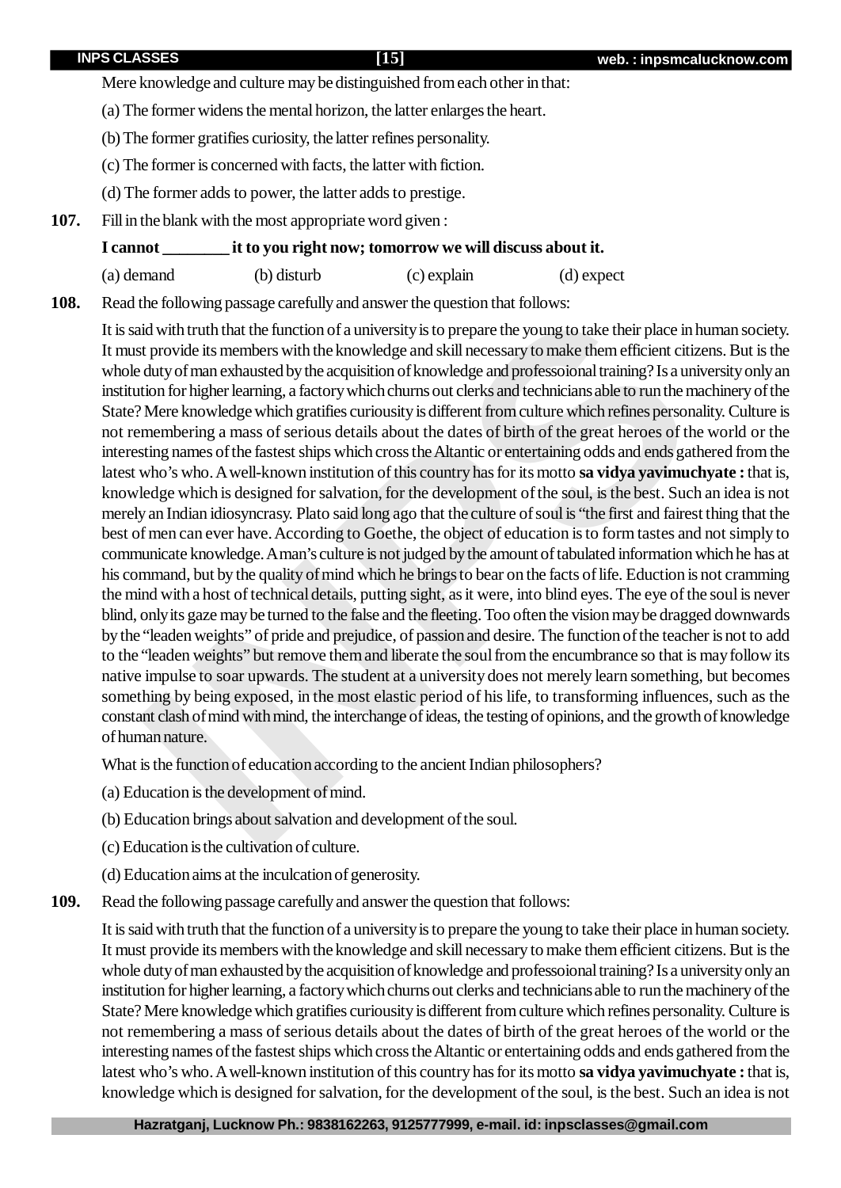Mere knowledge and culture may be distinguished from each other in that:

(a) The former widens the mental horizon, the latter enlarges the heart.

(b) The former gratifies curiosity, the latter refines personality.

(c) The former is concerned with facts, the latter with fiction.

(d) The former adds to power, the latter adds to prestige.

**107.** Fill in the blank with the most appropriate word given :

**I cannot ________ it to you right now; tomorrow we will discuss about it.**

(a) demand (b) disturb (c) explain (d) expect

**108.** Read the following passage carefully and answer the question that follows:

It is said with truth that the function of a university is to prepare the young to take their place in human society. It must provide its members with the knowledge and skill necessary to make them efficient citizens. But is the whole duty of man exhausted by the acquisition of knowledge and professoional training? Is a university only an institution for higher learning, a factory which churns out clerks and technicians able to run the machinery of the State? Mere knowledge which gratifies curiousity is different from culture which refines personality. Culture is not remembering a mass of serious details about the dates of birth of the great heroes of the world or the interesting names of the fastest ships which cross the Altantic or entertaining odds and ends gathered from the latest who's who. A well-known institution of this country has for its motto **sa vidya yavimuchyate :** that is, knowledge which is designed for salvation, for the development of the soul, is the best. Such an idea is not merely an Indian idiosyncrasy. Plato said long ago that the culture of soul is "the first and fairest thing that the best of men can ever have. According to Goethe, the object of education is to form tastes and not simply to communicate knowledge. A man's culture is not judged by the amount of tabulated information which he has at his command, but by the quality of mind which he brings to bear on the facts of life. Eduction is not cramming the mind with a host of technical details, putting sight, as it were, into blind eyes. The eye of the soul is never blind, only its gaze may be turned to the false and the fleeting. Too often the vision may be dragged downwards by the "leaden weights" of pride and prejudice, of passion and desire. The function of the teacher is not to add to the "leaden weights" but remove them and liberate the soul from the encumbrance so that is may follow its native impulse to soar upwards. The student at a university does not merely learn something, but becomes something by being exposed, in the most elastic period of his life, to transforming influences, such as the constant clash of mind with mind, the interchange of ideas, the testing of opinions, and the growth of knowledge of human nature.

What is the function of education according to the ancient Indian philosophers?

(a) Education is the development of mind.

(b) Education brings about salvation and development of the soul.

(c) Education is the cultivation of culture.

(d) Education aims at the inculcation of generosity.

**109.** Read the following passage carefully and answer the question that follows:

It is said with truth that the function of a university is to prepare the young to take their place in human society. It must provide its members with the knowledge and skill necessary to make them efficient citizens. But is the whole duty of man exhausted by the acquisition of knowledge and professoional training? Is a university only an institution for higher learning, a factory which churns out clerks and technicians able to run the machinery of the State? Mere knowledge which gratifies curiousity is different from culture which refines personality. Culture is not remembering a mass of serious details about the dates of birth of the great heroes of the world or the interesting names of the fastest ships which cross the Altantic or entertaining odds and ends gathered from the latest who's who. A well-known institution of this country has for its motto **sa vidya yavimuchyate :** that is, knowledge which is designed for salvation, for the development of the soul, is the best. Such an idea is not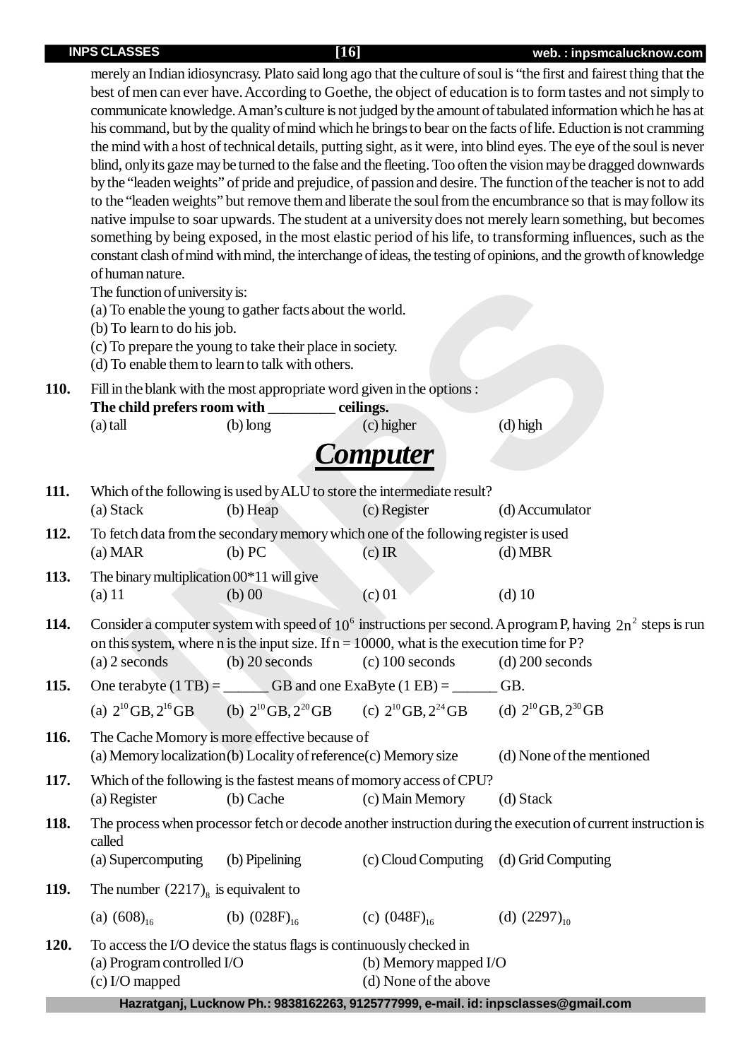merely an Indian idiosyncrasy. Plato said long ago that the culture of soul is "the first and fairest thing that the best of men can ever have. According to Goethe, the object of education is to form tastes and not simply to communicate knowledge. A man's culture is not judged by the amount of tabulated information which he has at his command, but by the quality of mind which he brings to bear on the facts of life. Eduction is not cramming the mind with a host of technical details, putting sight, as it were, into blind eyes. The eye of the soul is never blind, only its gaze may be turned to the false and the fleeting. Too often the vision may be dragged downwards by the "leaden weights" of pride and prejudice, of passion and desire. The function of the teacher is not to add to the "leaden weights" but remove them and liberate the soul from the encumbrance so that is may follow its native impulse to soar upwards. The student at a university does not merely learn something, but becomes something by being exposed, in the most elastic period of his life, to transforming influences, such as the constant clash of mind with mind, the interchange of ideas, the testing of opinions, and the growth of knowledge of human nature.

The function of university is:

(a) To enable the young to gather facts about the world.
(b) To learn to do his job.
(c) To prepare the young to take their place in society.
(d) To enable them to learn to talk with others.

**110.** Fill in the blank with the most appropriate word given in the options :
**The child prefers room with _________ ceilings.**
(a) tall (b) long (c) higher (d) high

# *Computer*

**111.** Which of the following is used by ALU to store the intermediate result?
(a) Stack (b) Heap (c) Register (d) Accumulator

**112.** To fetch data from the secondary memory which one of the following register is used
(a) MAR (b) PC (c) IR (d) MBR

**113.** The binary multiplication 00*11 will give
(a) 11 (b) 00 (c) 01 (d) 10

**114.** Consider a computer system with speed of $10^6$ instructions per second. A program P, having $2n^2$ steps is run on this system, where n is the input size. If n = 10000, what is the execution time for P?
(a) 2 seconds (b) 20 seconds (c) 100 seconds (d) 200 seconds

**115.** One terabyte (1 TB) = ______ GB and one ExaByte (1 EB) = ______ GB.
(a) $2^{10}$GB, $2^{16}$GB (b) $2^{10}$GB, $2^{20}$GB (c) $2^{10}$GB, $2^{24}$GB (d) $2^{10}$GB, $2^{30}$GB

**116.** The Cache Momory is more effective because of
(a) Memory localization (b) Locality of reference (c) Memory size (d) None of the mentioned

**117.** Which of the following is the fastest means of momory access of CPU?
(a) Register (b) Cache (c) Main Memory (d) Stack

**118.** The process when processor fetch or decode another instruction during the execution of current instruction is called
(a) Supercomputing (b) Pipelining (c) Cloud Computing (d) Grid Computing

**119.** The number $(2217)_8$ is equivalent to
(a) $(608)_{16}$ (b) $(028F)_{16}$ (c) $(048F)_{16}$ (d) $(2297)_{10}$

**120.** To access the I/O device the status flags is continuously checked in
(a) Program controlled I/O (b) Memory mapped I/O
(c) I/O mapped (d) None of the above